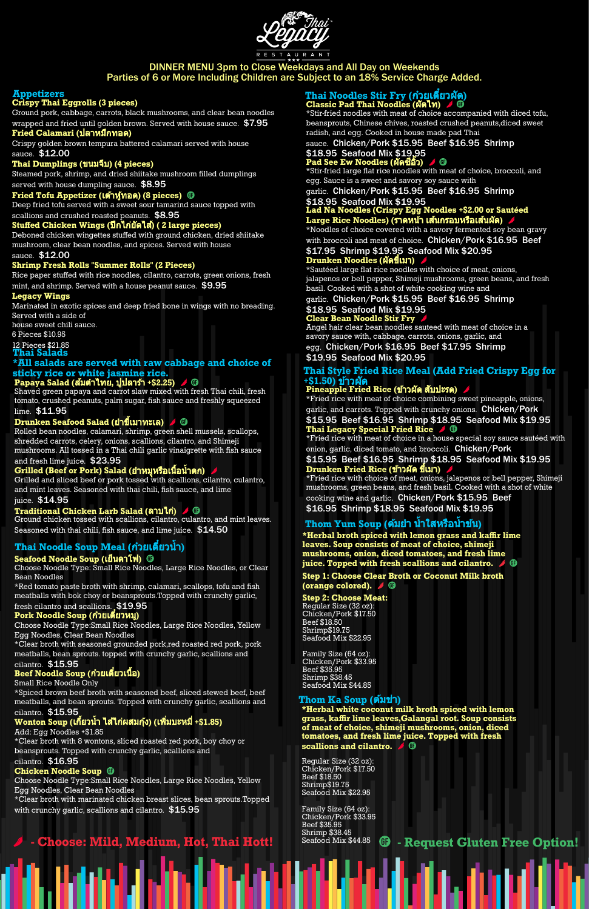# Thai Legacy Restaurant

DINNER MENU 3pm to Close Weekdays and All Day on Weekends
Parties of 6 or More Including Children are Subject to an 18% Service Charge Added.

## Appetizers

**Crispy Thai Eggrolls (3 pieces)**
Ground pork, cabbage, carrots, black mushrooms, and clear bean noodles wrapped and fried until golden brown. Served with house sauce. $7.95

**Fried Calamari (ปลาหมึกทอด)**
Crispy golden brown tempura battered calamari served with house sauce. $12.00

**Thai Dumplings (ขนมจีบ) (4 pieces)**
Steamed pork, shrimp, and dried shiitake mushroom filled dumplings served with house dumpling sauce. $8.95

**Fried Tofu Appetizer (เต้าหู้ทอด) (8 pieces)** GF
Deep fried tofu served with a sweet sour tamarind sauce topped with scallions and crushed roasted peanuts. $8.95

**Stuffed Chicken Wings (ปีกไก่ยัดไส้) ( 2 large pieces)**
Deboned chicken wingettes stuffed with ground chicken, dried shiitake mushroom, clear bean noodles, and spices. Served with house sauce. $12.00

**Shrimp Fresh Rolls "Summer Rolls" (2 Pieces)**
Rice paper stuffed with rice noodles, cilantro, carrots, green onions, fresh mint, and shrimp. Served with a house peanut sauce. $9.95

**Legacy Wings**
Marinated in exotic spices and deep fried bone in wings with no breading. Served with a side of house sweet chili sauce.
6 Pieces $10.95
12 Pieces $21.85

## Thai Salads

***All salads are served with raw cabbage and choice of sticky rice or white jasmine rice.**

**Papaya Salad (ส้มตำไทย, ปูปลาร้า +$2.25)** 🌶 GF
Shaved green papaya and carrot slaw mixed with fresh Thai chili, fresh tomato, crushed peanuts, palm sugar, fish sauce and freshly squeezed lime. $11.95

**Drunken Seafood Salad (ยำขี้เมาทะเล)** 🌶 GF
Rolled bean noodles, calamari, shrimp, green shell mussels, scallops, shredded carrots, celery, onions, scallions, cilantro, and Shimeji mushrooms. All tossed in a Thai chili garlic vinaigrette with fish sauce and fresh lime juice. $23.95

**Grilled (Beef or Pork) Salad (ยำหมูหรือเนื้อน้ำตก)** 🌶
Grilled and sliced beef or pork tossed with scallions, cilantro, culantro, and mint leaves. Seasoned with thai chili, fish sauce, and lime juice. $14.95

**Traditional Chicken Larb Salad (ลาบไก่)** 🌶 GF
Ground chicken tossed with scallions, cilantro, culantro, and mint leaves. Seasoned with thai chili, fish sauce, and lime juice. $14.50

## Thai Noodle Soup Meal (ก๋วยเตี๋ยวน้ำ)

**Seafood Noodle Soup (เย็นตาโฟ)** GF
Choose Noodle Type: Small Rice Noodles, Large Rice Noodles, or Clear Bean Noodles
*Red tomato paste broth with shrimp, calamari, scallops, tofu and fish meatballs with bok choy or beansprouts.Topped with crunchy garlic, fresh cilantro and scallions. $19.95

**Pork Noodle Soup (ก๋วยเตี๋ยวหมู)**
Choose Noodle Type:Small Rice Noodles, Large Rice Noodles, Yellow Egg Noodles, Clear Bean Noodles
*Clear broth with seasoned grounded pork,red roasted red pork, pork meatballs, bean sprouts. topped with crunchy garlic, scallions and cilantro. $15.95

**Beef Noodle Soup (ก๋วยเตี๋ยวเนื้อ)**
Small Rice Noodle Only
*Spiced brown beef broth with seasoned beef, sliced stewed beef, beef meatballs, and bean sprouts. Topped with crunchy garlic, scallions and cilantro. $15.95

**Wonton Soup (เกี๊ยวน้ำ ไส้ไก่ผสมกุ้ง) (เพิ่มบะหมี่ +$1.85)**
Add: Egg Noodles +$1.85
*Clear broth with 8 wontons, sliced roasted red pork, boy choy or beansprouts. Topped with crunchy garlic, scallions and cilantro. $16.95

**Chicken Noodle Soup** GF
Choose Noodle Type:Small Rice Noodles, Large Rice Noodles, Yellow Egg Noodles, Clear Bean Noodles
*Clear broth with marinated chicken breast slices, bean sprouts.Topped with crunchy garlic, scallions and cilantro. $15.95

## Thai Noodles Stir Fry (ก๋วยเตี๋ยวผัด)

**Classic Pad Thai Noodles (ผัดไท)** 🌶 GF
*Stir-fried noodles with meat of choice accompanied with diced tofu, beansprouts, Chinese chives, roasted crushed peanuts,diced sweet radish, and egg. Cooked in house made pad Thai sauce. Chicken/Pork $15.95 Beef $16.95 Shrimp $18.95 Seafood Mix $19.95

**Pad See Ew Noodles (ผัดซีอิ๊ว)** 🌶 GF
*Stir-fried large flat rice noodles with meat of choice, broccoli, and egg. Sauce is a sweet and savory soy sauce with garlic. Chicken/Pork $15.95 Beef $16.95 Shrimp $18.95 Seafood Mix $19.95

**Lad Na Noodles (Crispy Egg Noodles +$2.00 or Sautéed Large Rice Noodles) (ราดหน้า เส้นกรอบหรือเส้นผัด)** 🌶
*Noodles of choice covered with a savory fermented soy bean gravy with broccoli and meat of choice. Chicken/Pork $16.95 Beef $17.95 Shrimp $19.95 Seafood Mix $20.95

**Drunken Noodles (ผัดขี้เมา)** 🌶
*Sautéed large flat rice noodles with choice of meat, onions, jalapenos or bell pepper, Shimeji mushrooms, green beans, and fresh basil. Cooked with a shot of white cooking wine and garlic. Chicken/Pork $15.95 Beef $16.95 Shrimp $18.95 Seafood Mix $19.95

**Clear Bean Noodle Stir Fry** 🌶
Angel hair clear bean noodles sauteed with meat of choice in a savory sauce with, cabbage, carrots, onions, garlic, and egg. Chicken/Pork $16.95 Beef $17.95 Shrimp $19.95 Seafood Mix $20.95

## Thai Style Fried Rice Meal (Add Fried Crispy Egg for +$1.50) ข้าวผัด

**Pineapple Fried Rice (ข้าวผัด สับปะรด)** 🌶
*Fried rice with meat of choice combining sweet pineapple, onions, garlic, and carrots. Topped with crunchy onions. Chicken/Pork $15.95 Beef $16.95 Shrimp $18.95 Seafood Mix $19.95

**Thai Legacy Special Fried Rice** 🌶 GF
*Fried rice with meat of choice in a house special soy sauce sautéed with onion, garlic, diced tomato, and broccoli. Chicken/Pork $15.95 Beef $16.95 Shrimp $18.95 Seafood Mix $19.95

**Drunken Fried Rice (ข้าวผัด ขี้เมา)** 🌶
*Fried rice with choice of meat, onions, jalapenos or bell pepper, Shimeji mushrooms, green beans, and fresh basil. Cooked with a shot of white cooking wine and garlic. Chicken/Pork $15.95 Beef $16.95 Shrimp $18.95 Seafood Mix $19.95

## Thom Yum Soup (ต้มยำ น้ำใสหรือน้ำข้น)

***Herbal broth spiced with lemon grass and kaffir lime leaves. Soup consists of meat of choice, shimeji mushrooms, onion, diced tomatoes, and fresh lime juice. Topped with fresh scallions and cilantro.** 🌶 GF

**Step 1: Choose Clear Broth or Coconut Milk broth (orange colored).** 🌶 GF

**Step 2: Choose Meat:**

Regular Size (32 oz):
Chicken/Pork $17.50
Beef $18.50
Shrimp$19.75
Seafood Mix $22.95

Family Size (64 oz):
Chicken/Pork $33.95
Beef $35.95
Shrimp $38.45
Seafood Mix $44.85

## Thom Ka Soup (ต้มข่า)

***Herbal white coconut milk broth spiced with lemon grass, kaffir lime leaves,Galangal root. Soup consists of meat of choice, shimeji mushrooms, onion, diced tomatoes, and fresh lime juice. Topped with fresh scallions and cilantro.** 🌶 GF

Regular Size (32 oz):
Chicken/Pork $17.50
Beef $18.50
Shrimp$19.75
Seafood Mix $22.95

Family Size (64 oz):
Chicken/Pork $33.95
Beef $35.95
Shrimp $38.45
Seafood Mix $44.85

🌶 - Choose: Mild, Medium, Hot, Thai Hott!

GF - Request Gluten Free Option!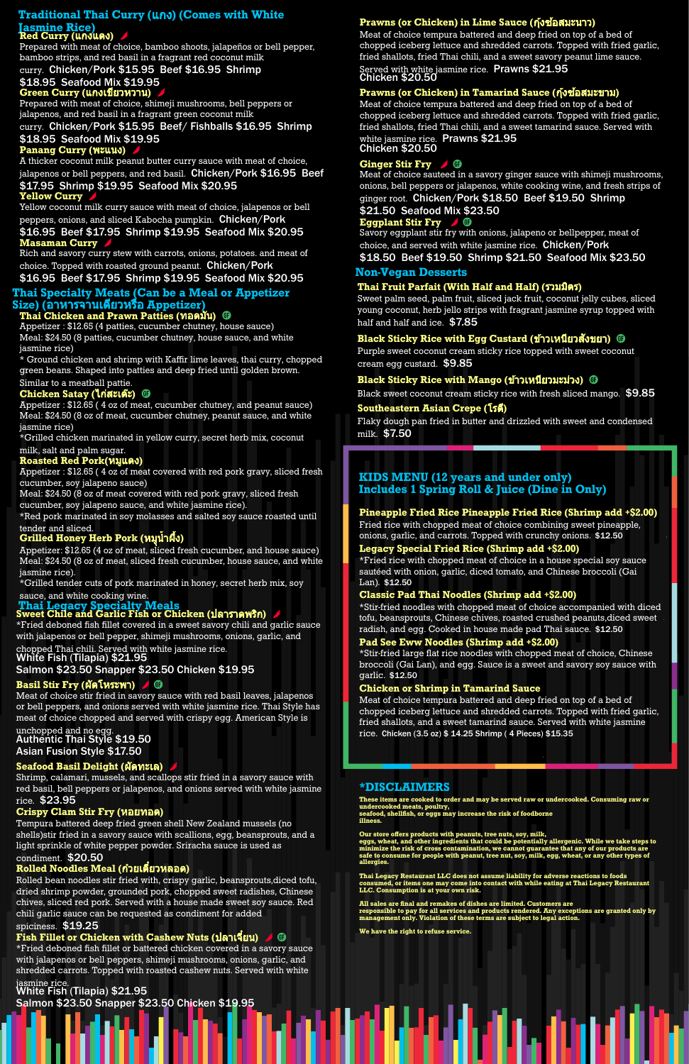## Traditional Thai Curry (แกง) (Comes with White Jasmine Rice)

### Red Curry (แกงแดง)

Prepared with meat of choice, bamboo shoots, jalapeños or bell pepper, bamboo strips, and red basil in a fragrant red coconut milk curry. Chicken/Pork $15.95 Beef $16.95 Shrimp $18.95 Seafood Mix $19.95

### Green Curry (แกงเขียวหวาน)

Prepared with meat of choice, shimeji mushrooms, bell peppers or jalapenos, and red basil in a fragrant green coconut milk curry. Chicken/Pork $15.95 Beef/ Fishballs $16.95 Shrimp $18.95 Seafood Mix $19.95

### Panang Curry (พะแนง)

A thicker coconut milk peanut butter curry sauce with meat of choice, jalapenos or bell peppers, and red basil. Chicken/Pork $16.95 Beef $17.95 Shrimp $19.95 Seafood Mix $20.95

### Yellow Curry

Yellow coconut milk curry sauce with meat of choice, jalapenos or bell peppers, onions, and sliced Kabocha pumpkin. Chicken/Pork $16.95 Beef $17.95 Shrimp $19.95 Seafood Mix $20.95

### Masaman Curry

Rich and savory curry stew with carrots, onions, potatoes. and meat of choice. Topped with roasted ground peanut. Chicken/Pork $16.95 Beef $17.95 Shrimp $19.95 Seafood Mix $20.95

## Thai Specialty Meats (Can be a Meal or Appetizer Size) (อาหารจานเดียวหรือ Appetizer)

### Thai Chicken and Prawn Patties (ทอดมัน) GF

Appetizer : $12.65 (4 patties, cucumber chutney, house sauce)
Meal: $24.50 (8 patties, cucumber chutney, house sauce, and white jasmine rice)

* Ground chicken and shrimp with Kaffir lime leaves, thai curry, chopped green beans. Shaped into patties and deep fried until golden brown. Similar to a meatball pattie.

### Chicken Satay (ไก่สะเต๊ะ) GF

Appetizer : $12.65 ( 4 oz of meat, cucumber chutney, and peanut sauce)
Meal: $24.50 (8 oz of meat, cucumber chutney, peanut sauce, and white jasmine rice)

*Grilled chicken marinated in yellow curry, secret herb mix, coconut milk, salt and palm sugar.

### Roasted Red Pork(หมูแดง)

Appetizer : $12.65 ( 4 oz of meat covered with red pork gravy, sliced fresh cucumber, soy jalapeno sauce)
Meal: $24.50 (8 oz of meat covered with red pork gravy, sliced fresh cucumber, soy jalapeno sauce, and white jasmine rice).

*Red pork marinated in soy molasses and salted soy sauce roasted until tender and sliced.

### Grilled Honey Herb Pork (หมูน้ำผึ้ง)

Appetizer: $12.65 (4 oz of meat, sliced fresh cucumber, and house sauce)
Meal: $24.50 (8 oz of meat, sliced fresh cucumber, house sauce, and white jasmine rice).

*Grilled tender cuts of pork marinated in honey, secret herb mix, soy sauce, and white cooking wine.

## Thai Legacy Specialty Meals

### Sweet Chile and Garlic Fish or Chicken (ปลาราดพริก)

*Fried deboned fish fillet covered in a sweet savory chili and garlic sauce with jalapenos or bell pepper, shimeji mushrooms, onions, garlic, and chopped Thai chili. Served with white jasmine rice.
White Fish (Tilapia) $21.95
Salmon $23.50 Snapper $23.50 Chicken $19.95

### Basil Stir Fry (ผัดโหระพา) GF

Meat of choice stir fried in savory sauce with red basil leaves, jalapenos or bell peppers, and onions served with white jasmine rice. Thai Style has meat of choice chopped and served with crispy egg. American Style is unchopped and no egg.
Authentic Thai Style $19.50
Asian Fusion Style $17.50

### Seafood Basil Delight (ผัดทะเล)

Shrimp, calamari, mussels, and scallops stir fried in a savory sauce with red basil, bell peppers or jalapenos, and onions served with white jasmine rice. $23.95

### Crispy Clam Stir Fry (หอยทอด)

Tempura battered deep fried green shell New Zealand mussels (no shells)stir fried in a savory sauce with scallions, egg, beansprouts, and a light sprinkle of white pepper powder. Sriracha sauce is used as condiment. $20.50

### Rolled Noodles Meal (ก๋วยเตี๋ยวหลอด)

Rolled bean noodles stir fried with, crispy garlic, beansprouts,diced tofu, dried shrimp powder, grounded pork, chopped sweet radishes, Chinese chives, sliced red pork. Served with a house made sweet soy sauce. Red chili garlic sauce can be requested as condiment for added spiciness. $19.25

### Fish Fillet or Chicken with Cashew Nuts (ปลาเจี๋ยน) GF

*Fried deboned fish fillet or battered chicken covered in a savory sauce with jalapenos or bell peppers, shimeji mushrooms, onions, garlic, and shredded carrots. Topped with roasted cashew nuts. Served with white jasmine rice.
White Fish (Tilapia) $21.95
Salmon $23.50 Snapper $23.50 Chicken $19.95

### Prawns (or Chicken) in Lime Sauce (กุ้งซ้อสมะนาว)

Meat of choice tempura battered and deep fried on top of a bed of chopped iceberg lettuce and shredded carrots. Topped with fried garlic, fried shallots, fried Thai chili, and a sweet savory peanut lime sauce. Served with white jasmine rice. Prawns $21.95
Chicken $20.50

### Prawns (or Chicken) in Tamarind Sauce (กุ้งซ้อสมะขาม)

Meat of choice tempura battered and deep fried on top of a bed of chopped iceberg lettuce and shredded carrots. Topped with fried garlic, fried shallots, fried Thai chili, and a sweet tamarind sauce. Served with white jasmine rice. Prawns $21.95
Chicken $20.50

### Ginger Stir Fry GF

Meat of choice sauteed in a savory ginger sauce with shimeji mushrooms, onions, bell peppers or jalapenos, white cooking wine, and fresh strips of ginger root. Chicken/Pork $18.50 Beef $19.50 Shrimp $21.50 Seafood Mix $23.50

### Eggplant Stir Fry GF

Savory eggplant stir fry with onions, jalapeno or bellpepper, meat of choice, and served with white jasmine rice. Chicken/Pork $18.50 Beef $19.50 Shrimp $21.50 Seafood Mix $23.50

## Non-Vegan Desserts

### Thai Fruit Parfait (With Half and Half) (รวมมิตร)

Sweet palm seed, palm fruit, sliced jack fruit, coconut jelly cubes, sliced young coconut, herb jello strips with fragrant jasmine syrup topped with half and half and ice. $7.85

### Black Sticky Rice with Egg Custard (ข้าวเหนียวสังขยา) GF

Purple sweet coconut cream sticky rice topped with sweet coconut cream egg custard. $9.85

### Black Sticky Rice with Mango (ข้าวเหนียวมะม่วง) GF

Black sweet coconut cream sticky rice with fresh sliced mango. $9.85

### Southeastern Asian Crepe (โรตี)

Flaky dough pan fried in butter and drizzled with sweet and condensed milk. $7.50

## KIDS MENU (12 years and under only) Includes 1 Spring Roll & Juice (Dine in Only)

### Pineapple Fried Rice Pineapple Fried Rice (Shrimp add +$2.00)

Fried rice with chopped meat of choice combining sweet pineapple, onions, garlic, and carrots. Topped with crunchy onions. $12.50

### Legacy Special Fried Rice (Shrimp add +$2.00)

*Fried rice with chopped meat of choice in a house special soy sauce sautéed with onion, garlic, diced tomato, and Chinese broccoli (Gai Lan). $12.50

### Classic Pad Thai Noodles (Shrimp add +$2.00)

*Stir-fried noodles with chopped meat of choice accompanied with diced tofu, beansprouts, Chinese chives, roasted crushed peanuts,diced sweet radish, and egg. Cooked in house made pad Thai sauce. $12.50

### Pad See Eww Noodles (Shrimp add +$2.00)

*Stir-fried large flat rice noodles with chopped meat of choice, Chinese broccoli (Gai Lan), and egg. Sauce is a sweet and savory soy sauce with garlic. $12.50

### Chicken or Shrimp in Tamarind Sauce

Meat of choice tempura battered and deep fried on top of a bed of chopped iceberg lettuce and shredded carrots. Topped with fried garlic, fried shallots, and a sweet tamarind sauce. Served with white jasmine rice. Chicken (3.5 oz) $ 14.25 Shrimp ( 4 Pieces) $15.35

## *DISCLAIMERS

**These items are cooked to order and may be served raw or undercooked. Consuming raw or undercooked meats, poultry, seafood, shellfish, or eggs may increase the risk of foodborne illness.**

**Our store offers products with peanuts, tree nuts, soy, milk, eggs, wheat, and other ingredients that could be potentially allergenic. While we take steps to minimize the risk of cross contamination, we cannot guarantee that any of our products are safe to consume for people with peanut, tree nut, soy, milk, egg, wheat, or any other types of allergies.**

**Thai Legacy Restaurant LLC does not assume liability for adverse reactions to foods consumed, or items one may come into contact with while eating at Thai Legacy Restaurant LLC. Consumption is at your own risk.**

**All sales are final and remakes of dishes are limited. Customers are responsible to pay for all services and products rendered. Any exceptions are granted only by management only. Violation of these terms are subject to legal action.**

**We have the right to refuse service.**